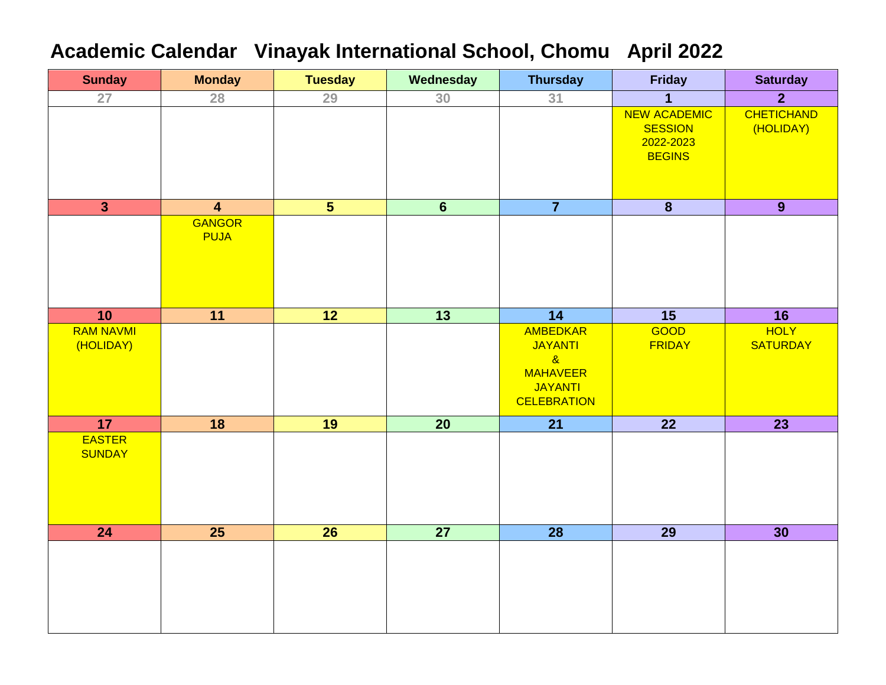# Academic Calendar   Vinayak International School, Chomu   April 2022

| Sunday | Monday | Tuesday | Wednesday | Thursday | Friday | Saturday |
|---|---|---|---|---|---|---|
| 27 | 28 | 29 | 30 | 31 | 1 | 2 |
| | | | | | NEW ACADEMIC SESSION 2022-2023 BEGINS | CHETICHAND (HOLIDAY) |
| 3 | 4 | 5 | 6 | 7 | 8 | 9 |
| | GANGOR PUJA | | | | | |
| 10 | 11 | 12 | 13 | 14 | 15 | 16 |
| RAM NAVMI (HOLIDAY) | | | | AMBEDKAR JAYANTI & MAHAVEER JAYANTI CELEBRATION | GOOD FRIDAY | HOLY SATURDAY |
| 17 | 18 | 19 | 20 | 21 | 22 | 23 |
| EASTER SUNDAY | | | | | | |
| 24 | 25 | 26 | 27 | 28 | 29 | 30 |
| | | | | | | |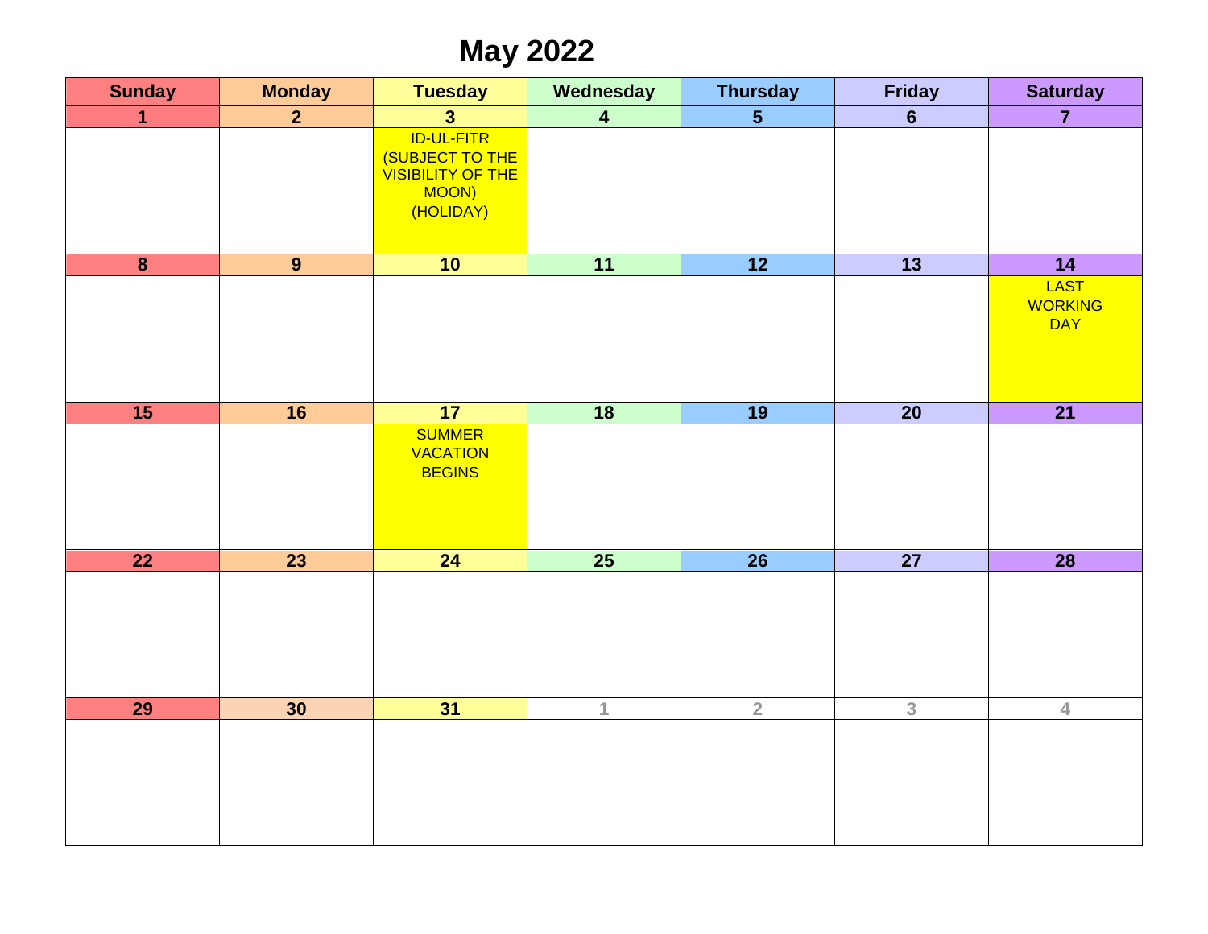# May 2022

| Sunday | Monday | Tuesday | Wednesday | Thursday | Friday | Saturday |
|---|---|---|---|---|---|---|
| 1 | 2 | 3 | 4 | 5 | 6 | 7 |
| | | ID-UL-FITR (SUBJECT TO THE VISIBILITY OF THE MOON) (HOLIDAY) | | | | |
| 8 | 9 | 10 | 11 | 12 | 13 | 14 |
| | | | | | | LAST WORKING DAY |
| 15 | 16 | 17 | 18 | 19 | 20 | 21 |
| | | SUMMER VACATION BEGINS | | | | |
| 22 | 23 | 24 | 25 | 26 | 27 | 28 |
| | | | | | | |
| 29 | 30 | 31 | 1 | 2 | 3 | 4 |
| | | | | | | |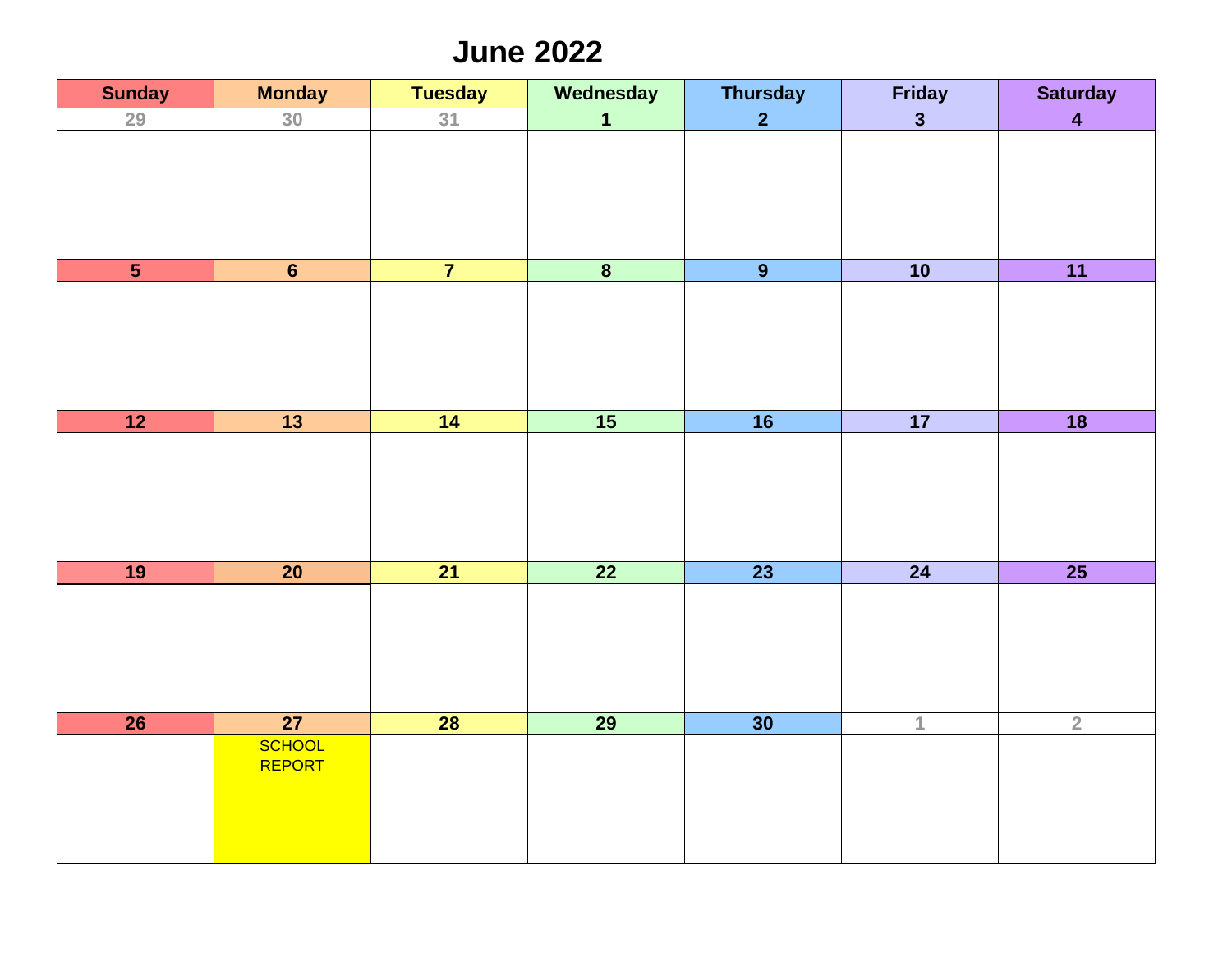# June 2022

| Sunday | Monday | Tuesday | Wednesday | Thursday | Friday | Saturday |
|---|---|---|---|---|---|---|
| 29 | 30 | 31 | 1 | 2 | 3 | 4 |
| 5 | 6 | 7 | 8 | 9 | 10 | 11 |
| 12 | 13 | 14 | 15 | 16 | 17 | 18 |
| 19 | 20 | 21 | 22 | 23 | 24 | 25 |
| 26 | 27 SCHOOL REPORT | 28 | 29 | 30 | 1 | 2 |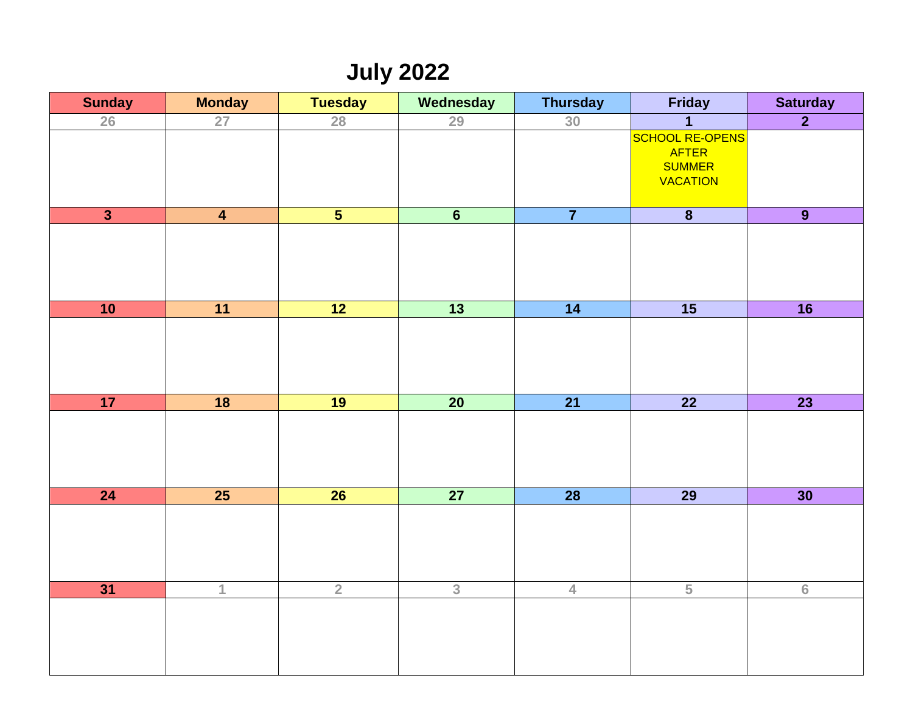# July 2022

| Sunday | Monday | Tuesday | Wednesday | Thursday | Friday | Saturday |
| --- | --- | --- | --- | --- | --- | --- |
| 26 | 27 | 28 | 29 | 30 | 1<br>SCHOOL RE-OPENS AFTER SUMMER VACATION | 2 |
| 3 | 4 | 5 | 6 | 7 | 8 | 9 |
| 10 | 11 | 12 | 13 | 14 | 15 | 16 |
| 17 | 18 | 19 | 20 | 21 | 22 | 23 |
| 24 | 25 | 26 | 27 | 28 | 29 | 30 |
| 31 | 1 | 2 | 3 | 4 | 5 | 6 |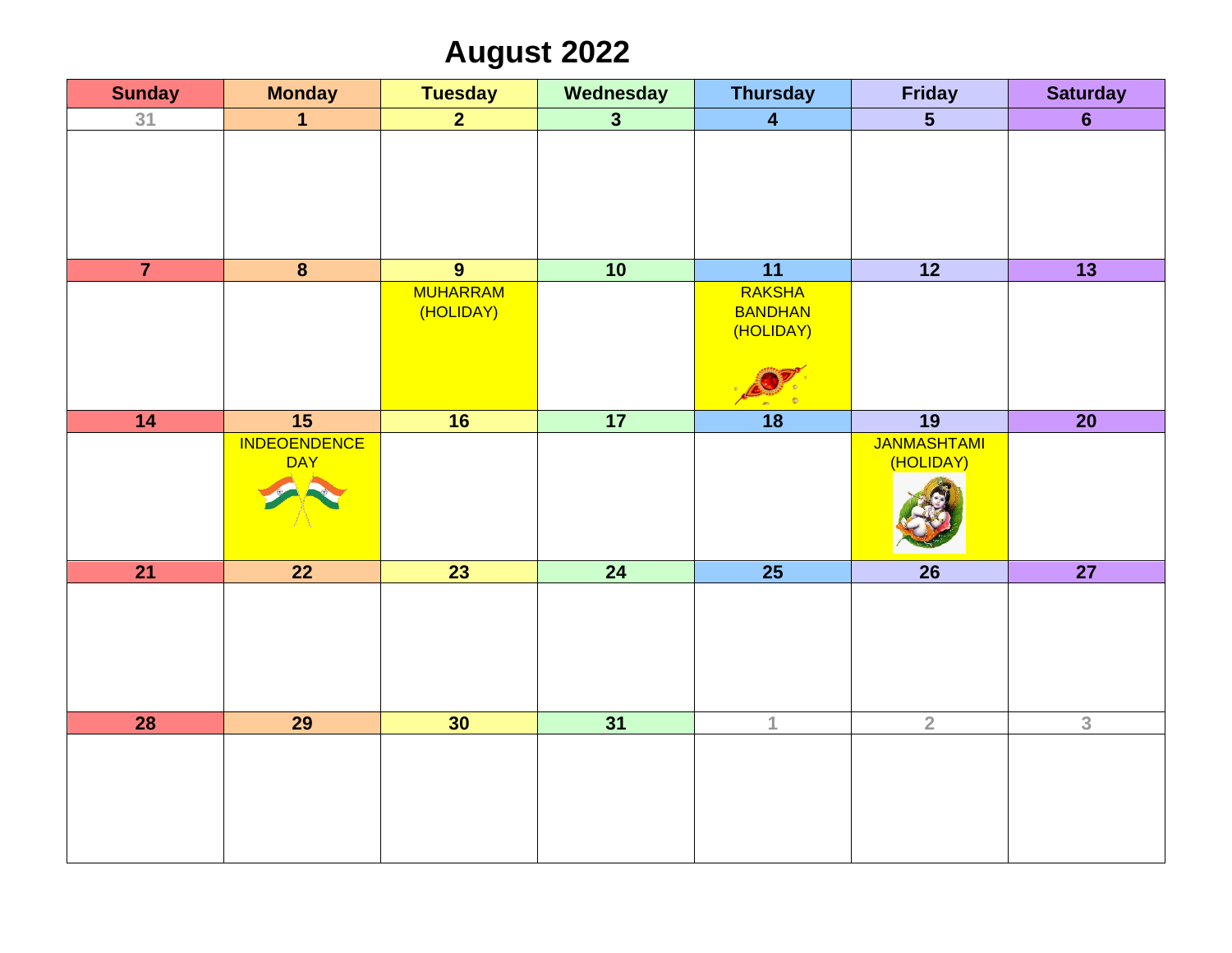# August 2022

| Sunday | Monday | Tuesday | Wednesday | Thursday | Friday | Saturday |
|---|---|---|---|---|---|---|
| 31 | 1 | 2 | 3 | 4 | 5 | 6 |
| 7 | 8 | 9 MUHARRAM (HOLIDAY) | 10 | 11 RAKSHA BANDHAN (HOLIDAY) | 12 | 13 |
| 14 | 15 INDEOENDENCE DAY | 16 | 17 | 18 | 19 JANMASHTAMI (HOLIDAY) | 20 |
| 21 | 22 | 23 | 24 | 25 | 26 | 27 |
| 28 | 29 | 30 | 31 | 1 | 2 | 3 |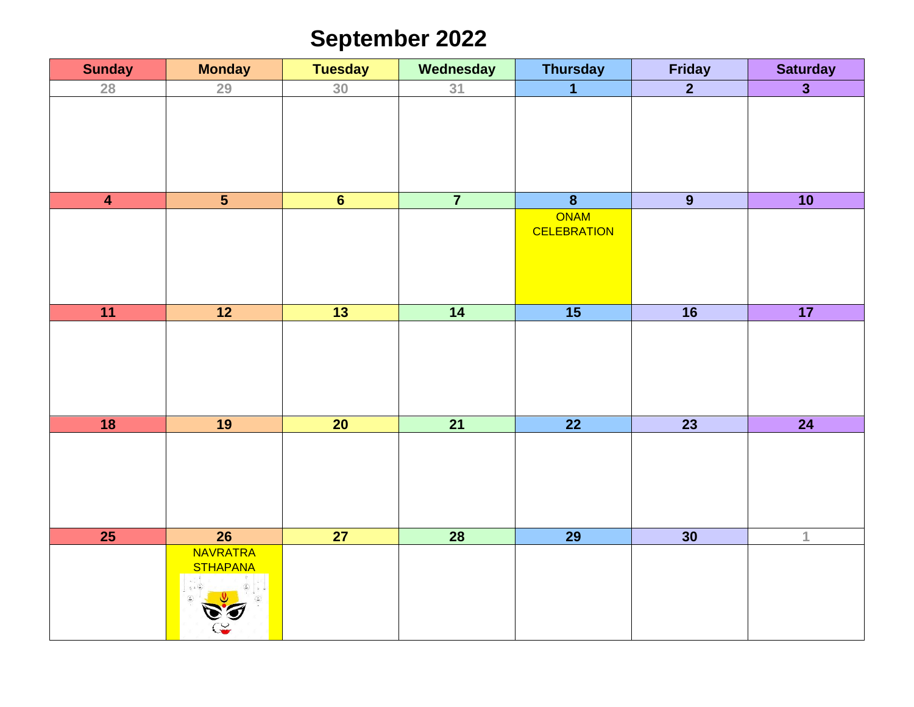# September 2022

| Sunday | Monday | Tuesday | Wednesday | Thursday | Friday | Saturday |
|---|---|---|---|---|---|---|
| 28 | 29 | 30 | 31 | 1 | 2 | 3 |
| 4 | 5 | 6 | 7 | 8<br>ONAM CELEBRATION | 9 | 10 |
| 11 | 12 | 13 | 14 | 15 | 16 | 17 |
| 18 | 19 | 20 | 21 | 22 | 23 | 24 |
| 25 | 26<br>NAVRATRA STHAPANA | 27 | 28 | 29 | 30 | 1 |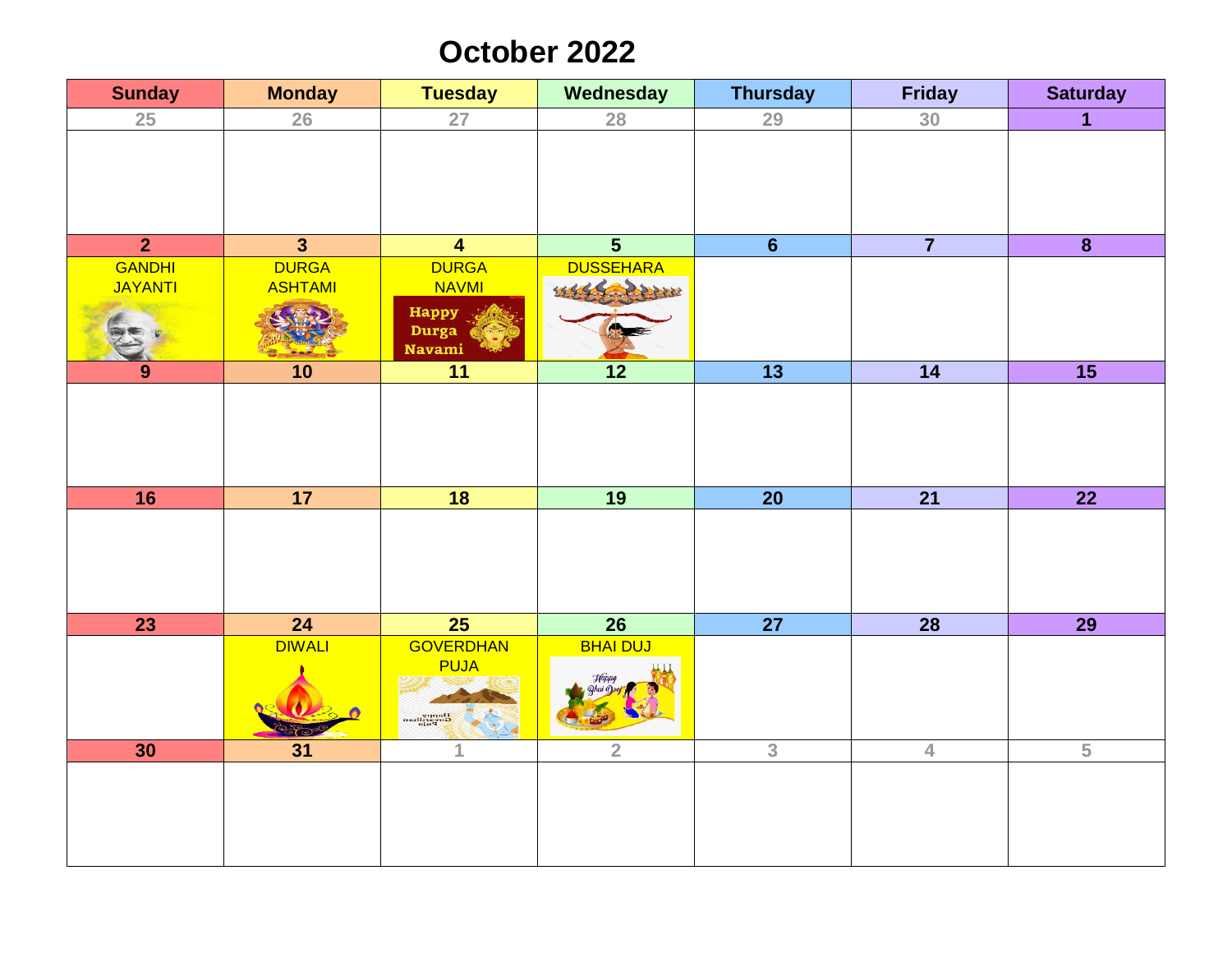# October 2022

| Sunday | Monday | Tuesday | Wednesday | Thursday | Friday | Saturday |
|---|---|---|---|---|---|---|
| 25 | 26 | 27 | 28 | 29 | 30 | 1 |
| 2<br>GANDHI JAYANTI | 3<br>DURGA ASHTAMI | 4<br>DURGA NAVMI | 5<br>DUSSEHARA | 6 | 7 | 8 |
| 9 | 10 | 11 | 12 | 13 | 14 | 15 |
| 16 | 17 | 18 | 19 | 20 | 21 | 22 |
| 23 | 24<br>DIWALI | 25<br>GOVERDHAN PUJA | 26<br>BHAI DUJ | 27 | 28 | 29 |
| 30 | 31 | 1 | 2 | 3 | 4 | 5 |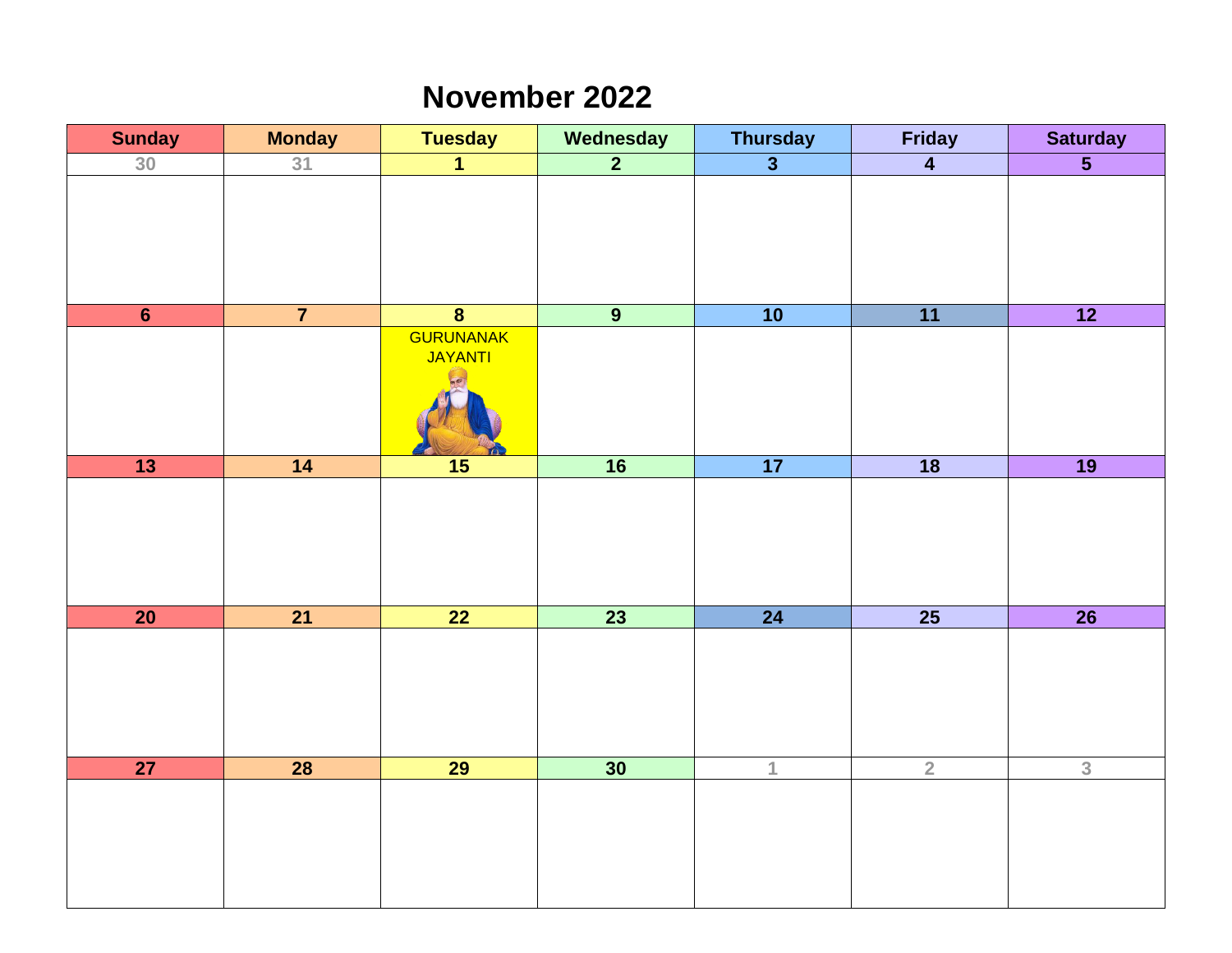# November 2022

| Sunday | Monday | Tuesday | Wednesday | Thursday | Friday | Saturday |
|---|---|---|---|---|---|---|
| 30 | 31 | 1 | 2 | 3 | 4 | 5 |
| 6 | 7 | 8 GURUNANAK JAYANTI | 9 | 10 | 11 | 12 |
| 13 | 14 | 15 | 16 | 17 | 18 | 19 |
| 20 | 21 | 22 | 23 | 24 | 25 | 26 |
| 27 | 28 | 29 | 30 | 1 | 2 | 3 |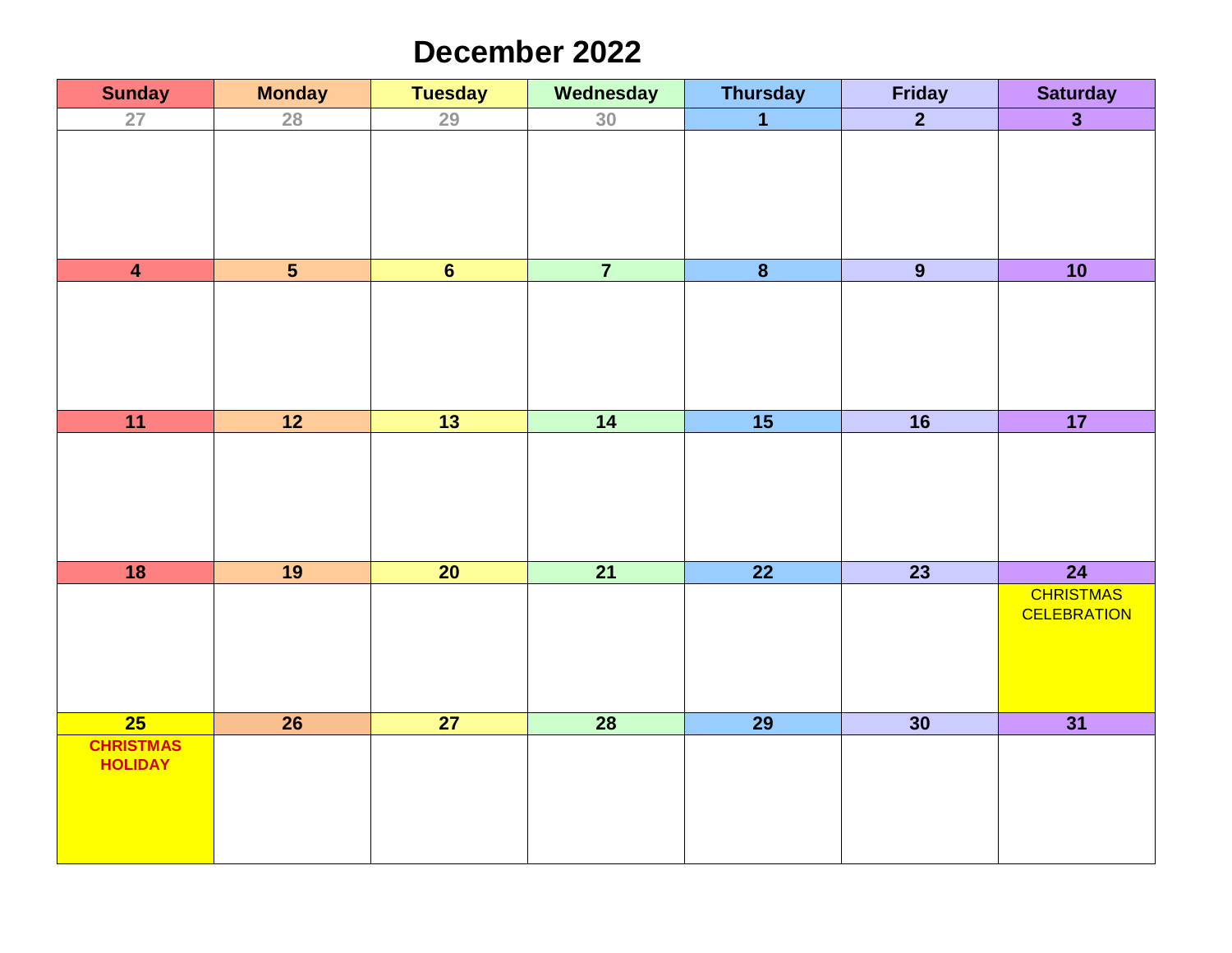# December 2022

| Sunday | Monday | Tuesday | Wednesday | Thursday | Friday | Saturday |
|---|---|---|---|---|---|---|
| 27 | 28 | 29 | 30 | 1 | 2 | 3 |
| 4 | 5 | 6 | 7 | 8 | 9 | 10 |
| 11 | 12 | 13 | 14 | 15 | 16 | 17 |
| 18 | 19 | 20 | 21 | 22 | 23 | 24 CHRISTMAS CELEBRATION |
| 25 CHRISTMAS HOLIDAY | 26 | 27 | 28 | 29 | 30 | 31 |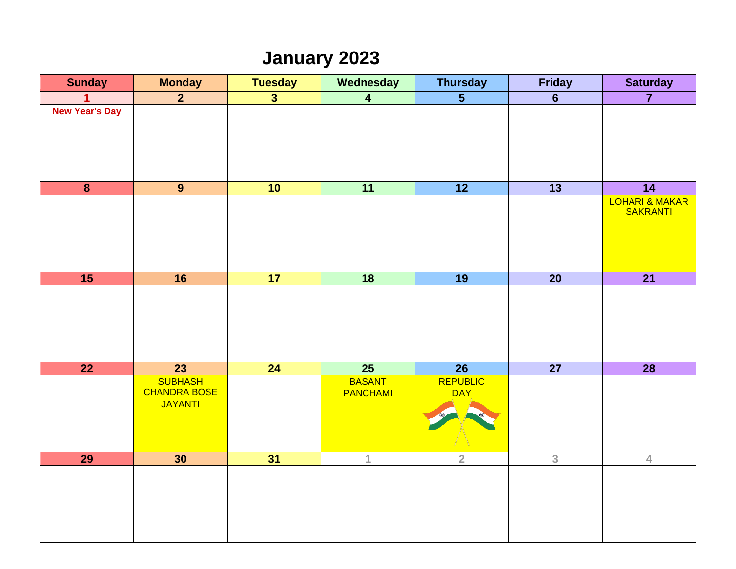# January 2023

| Sunday | Monday | Tuesday | Wednesday | Thursday | Friday | Saturday |
|---|---|---|---|---|---|---|
| 1 New Year's Day | 2 | 3 | 4 | 5 | 6 | 7 |
| 8 | 9 | 10 | 11 | 12 | 13 | 14 LOHARI & MAKAR SAKRANTI |
| 15 | 16 | 17 | 18 | 19 | 20 | 21 |
| 22 | 23 SUBHASH CHANDRA BOSE JAYANTI | 24 | 25 BASANT PANCHAMI | 26 REPUBLIC DAY | 27 | 28 |
| 29 | 30 | 31 | 1 | 2 | 3 | 4 |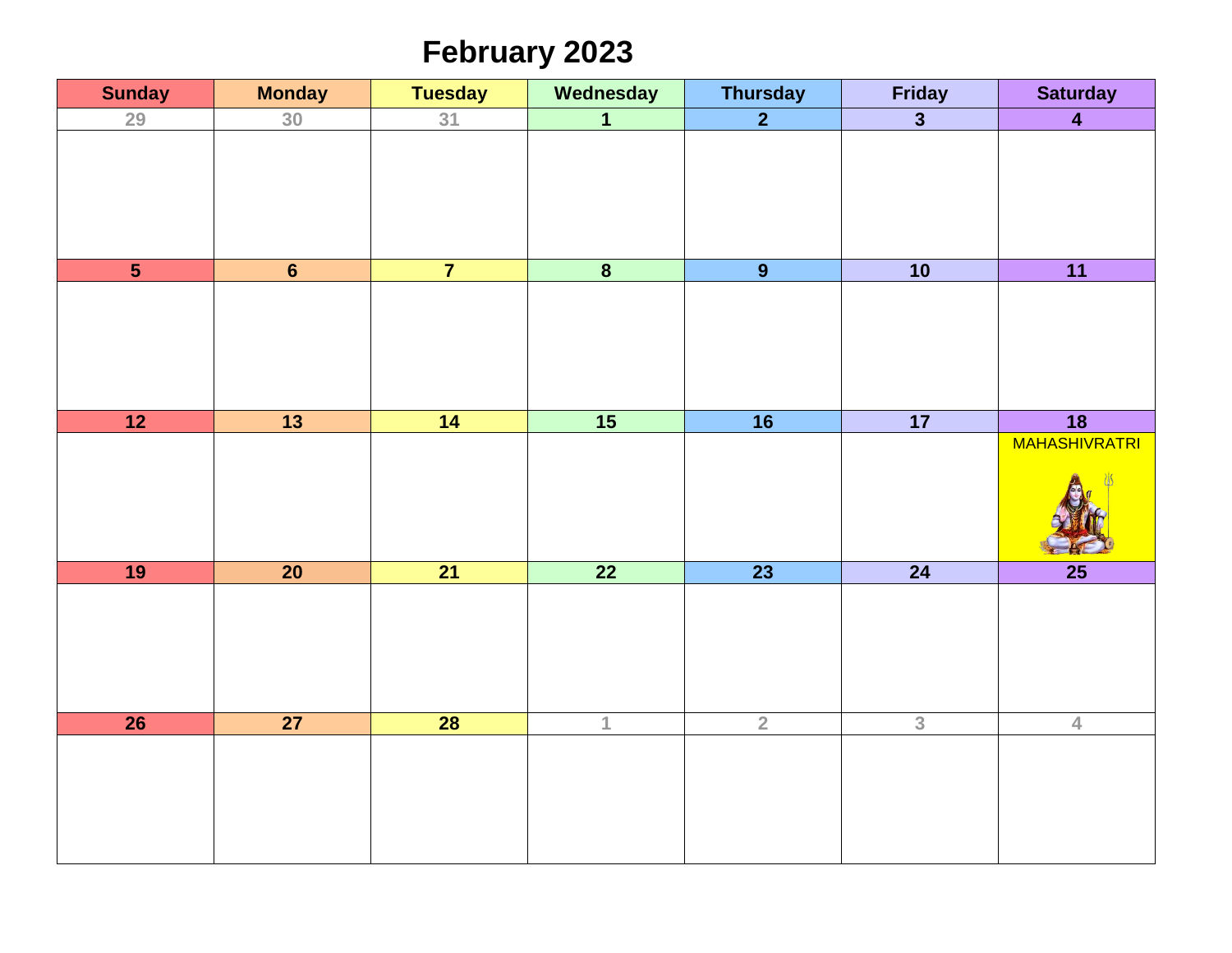# February 2023

| Sunday | Monday | Tuesday | Wednesday | Thursday | Friday | Saturday |
|---|---|---|---|---|---|---|
| 29 | 30 | 31 | 1 | 2 | 3 | 4 |
| 5 | 6 | 7 | 8 | 9 | 10 | 11 |
| 12 | 13 | 14 | 15 | 16 | 17 | 18 MAHASHIVRATRI |
| 19 | 20 | 21 | 22 | 23 | 24 | 25 |
| 26 | 27 | 28 | 1 | 2 | 3 | 4 |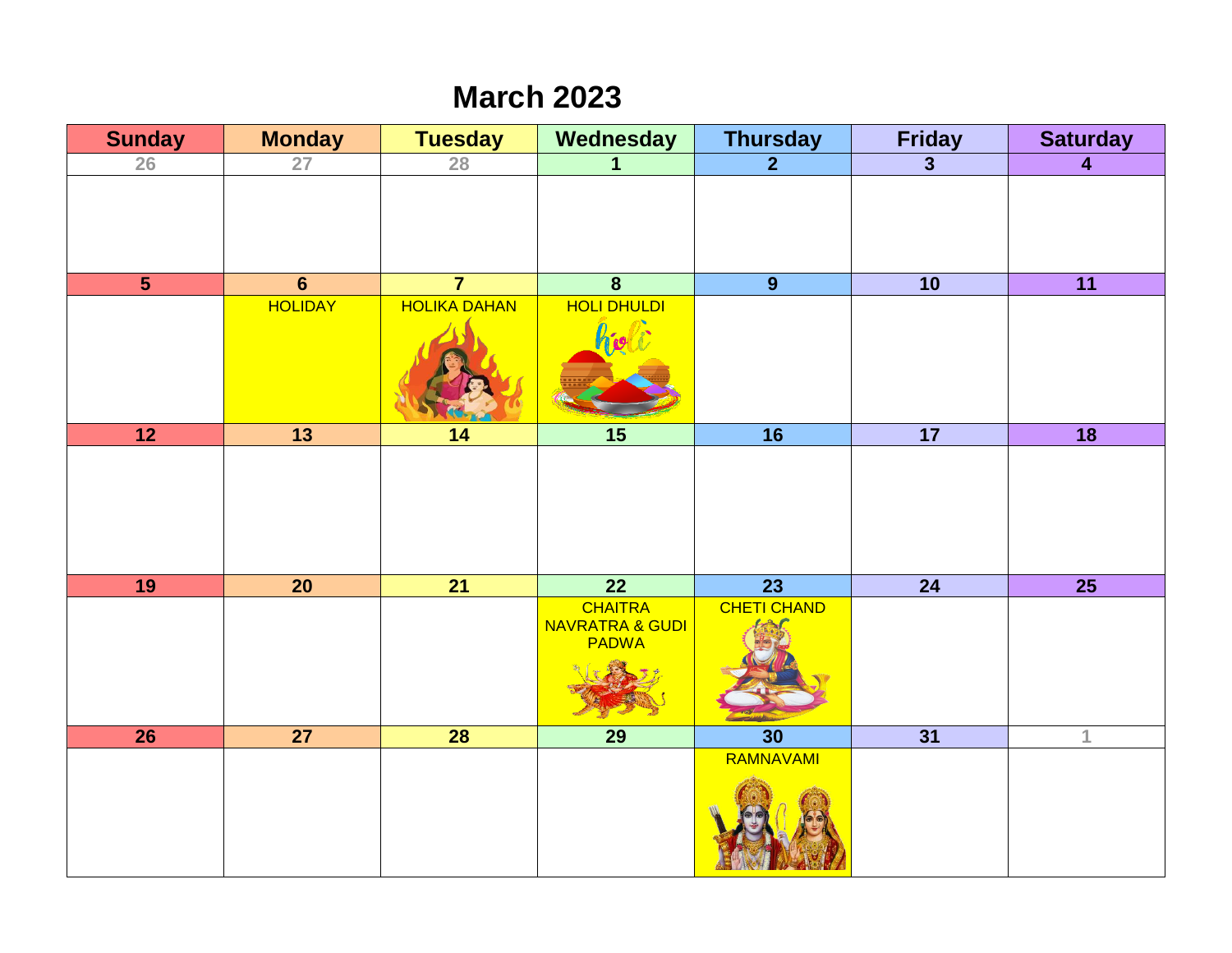# March 2023

| Sunday | Monday | Tuesday | Wednesday | Thursday | Friday | Saturday |
|---|---|---|---|---|---|---|
| 26 | 27 | 28 | 1 | 2 | 3 | 4 |
| 5 | 6 HOLIDAY | 7 HOLIKA DAHAN | 8 HOLI DHULDI | 9 | 10 | 11 |
| 12 | 13 | 14 | 15 | 16 | 17 | 18 |
| 19 | 20 | 21 | 22 CHAITRA NAVRATRA & GUDI PADWA | 23 CHETI CHAND | 24 | 25 |
| 26 | 27 | 28 | 29 | 30 RAMNAVAMI | 31 | 1 |